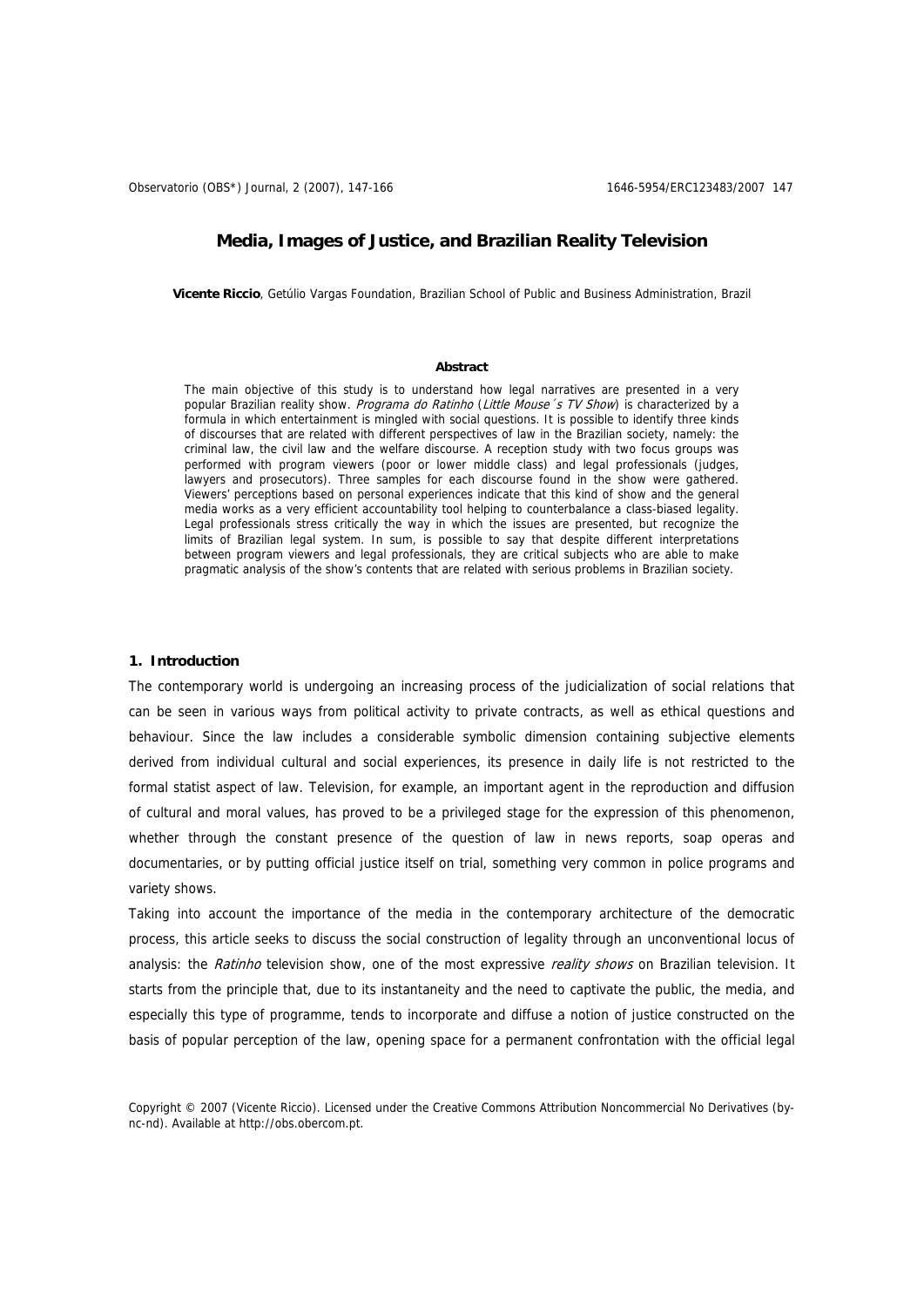# Media, Images of Justice, and Brazilian Reality Television

**Vicente Riccio**, Getúlio Vargas Foundation, Brazilian School of Public and Business Administration, Brazil

**Abstract**

The main objective of this study is to understand how legal narratives are presented in a very popular Brazilian reality show. *Programa do Ratinho* (*Little Mouse´s TV Show*) is characterized by a formula in which entertainment is mingled with social questions. It is possible to identify three kinds of discourses that are related with different perspectives of law in the Brazilian society, namely: the criminal law, the civil law and the welfare discourse. A reception study with two focus groups was performed with program viewers (poor or lower middle class) and legal professionals (judges, lawyers and prosecutors). Three samples for each discourse found in the show were gathered. Viewers' perceptions based on personal experiences indicate that this kind of show and the general media works as a very efficient accountability tool helping to counterbalance a class-biased legality. Legal professionals stress critically the way in which the issues are presented, but recognize the limits of Brazilian legal system. In sum, is possible to say that despite different interpretations between program viewers and legal professionals, they are critical subjects who are able to make pragmatic analysis of the show's contents that are related with serious problems in Brazilian society.

## 1. Introduction

The contemporary world is undergoing an increasing process of the judicialization of social relations that can be seen in various ways from political activity to private contracts, as well as ethical questions and behaviour. Since the law includes a considerable symbolic dimension containing subjective elements derived from individual cultural and social experiences, its presence in daily life is not restricted to the formal statist aspect of law. Television, for example, an important agent in the reproduction and diffusion of cultural and moral values, has proved to be a privileged stage for the expression of this phenomenon, whether through the constant presence of the question of law in news reports, soap operas and documentaries, or by putting official justice itself on trial, something very common in police programs and variety shows.

Taking into account the importance of the media in the contemporary architecture of the democratic process, this article seeks to discuss the social construction of legality through an unconventional locus of analysis: the *Ratinho* television show, one of the most expressive *reality shows* on Brazilian television. It starts from the principle that, due to its instantaneity and the need to captivate the public, the media, and especially this type of programme, tends to incorporate and diffuse a notion of justice constructed on the basis of popular perception of the law, opening space for a permanent confrontation with the official legal

Copyright © 2007 (Vicente Riccio). Licensed under the Creative Commons Attribution Noncommercial No Derivatives (by-nc-nd). Available at http://obs.obercom.pt.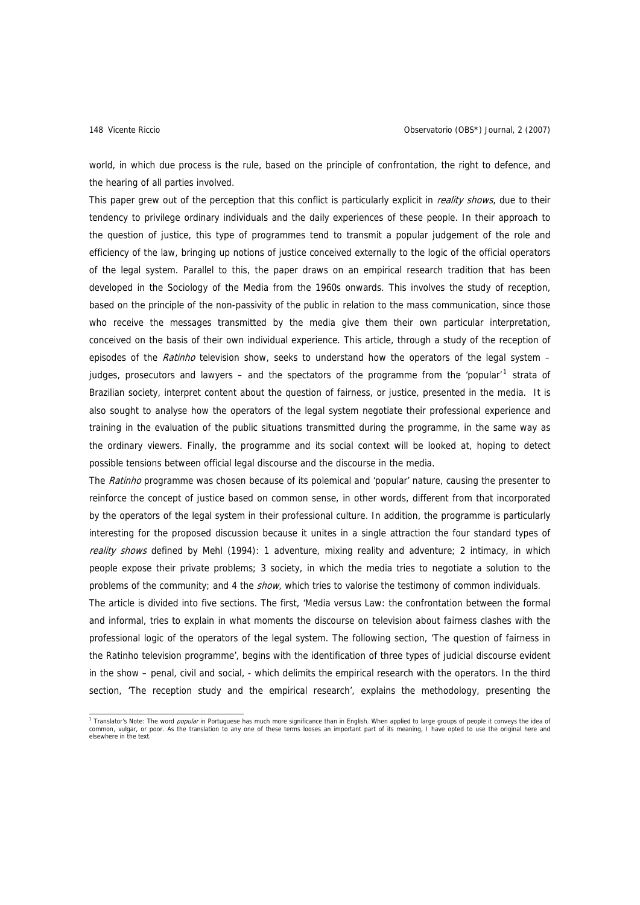world, in which due process is the rule, based on the principle of confrontation, the right to defence, and the hearing of all parties involved.

This paper grew out of the perception that this conflict is particularly explicit in *reality shows*, due to their tendency to privilege ordinary individuals and the daily experiences of these people. In their approach to the question of justice, this type of programmes tend to transmit a popular judgement of the role and efficiency of the law, bringing up notions of justice conceived externally to the logic of the official operators of the legal system. Parallel to this, the paper draws on an empirical research tradition that has been developed in the Sociology of the Media from the 1960s onwards. This involves the study of reception, based on the principle of the non-passivity of the public in relation to the mass communication, since those who receive the messages transmitted by the media give them their own particular interpretation, conceived on the basis of their own individual experience. This article, through a study of the reception of episodes of the *Ratinho* television show, seeks to understand how the operators of the legal system – judges, prosecutors and lawyers – and the spectators of the programme from the 'popular'[1] strata of Brazilian society, interpret content about the question of fairness, or justice, presented in the media. It is also sought to analyse how the operators of the legal system negotiate their professional experience and training in the evaluation of the public situations transmitted during the programme, in the same way as the ordinary viewers. Finally, the programme and its social context will be looked at, hoping to detect possible tensions between official legal discourse and the discourse in the media.

The *Ratinho* programme was chosen because of its polemical and 'popular' nature, causing the presenter to reinforce the concept of justice based on common sense, in other words, different from that incorporated by the operators of the legal system in their professional culture. In addition, the programme is particularly interesting for the proposed discussion because it unites in a single attraction the four standard types of *reality shows* defined by Mehl (1994): 1 adventure, mixing reality and adventure; 2 intimacy, in which people expose their private problems; 3 society, in which the media tries to negotiate a solution to the problems of the community; and 4 the *show*, which tries to valorise the testimony of common individuals.

The article is divided into five sections. The first, 'Media versus Law: the confrontation between the formal and informal, tries to explain in what moments the discourse on television about fairness clashes with the professional logic of the operators of the legal system. The following section, 'The question of fairness in the Ratinho television programme', begins with the identification of three types of judicial discourse evident in the show – penal, civil and social, - which delimits the empirical research with the operators. In the third section, 'The reception study and the empirical research', explains the methodology, presenting the

---

[1] Translator's Note: The word *popular* in Portuguese has much more significance than in English. When applied to large groups of people it conveys the idea of common, vulgar, or poor. As the translation to any one of these terms looses an important part of its meaning, I have opted to use the original here and elsewhere in the text.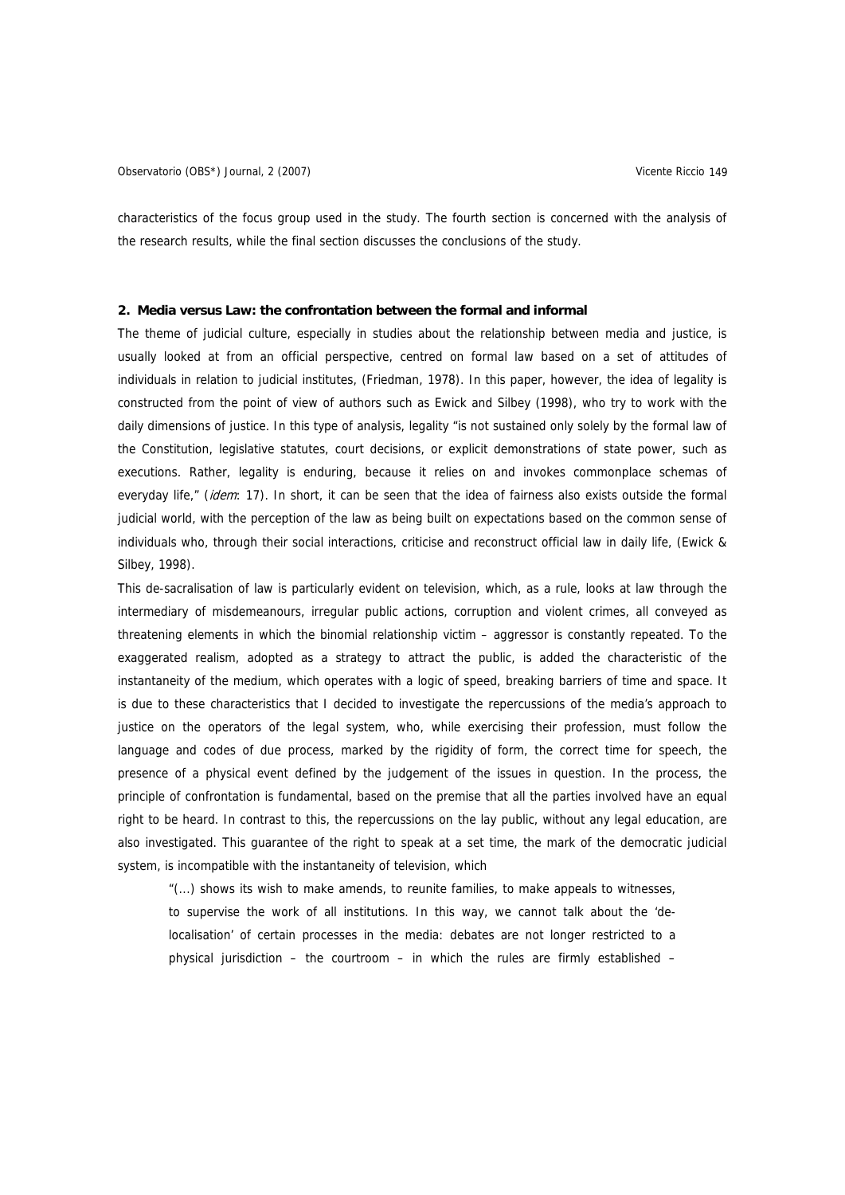characteristics of the focus group used in the study. The fourth section is concerned with the analysis of the research results, while the final section discusses the conclusions of the study.

## 2. Media versus Law: the confrontation between the formal and informal

The theme of judicial culture, especially in studies about the relationship between media and justice, is usually looked at from an official perspective, centred on formal law based on a set of attitudes of individuals in relation to judicial institutes, (Friedman, 1978). In this paper, however, the idea of legality is constructed from the point of view of authors such as Ewick and Silbey (1998), who try to work with the daily dimensions of justice. In this type of analysis, legality "is not sustained only solely by the formal law of the Constitution, legislative statutes, court decisions, or explicit demonstrations of state power, such as executions. Rather, legality is enduring, because it relies on and invokes commonplace schemas of everyday life," (*idem*: 17). In short, it can be seen that the idea of fairness also exists outside the formal judicial world, with the perception of the law as being built on expectations based on the common sense of individuals who, through their social interactions, criticise and reconstruct official law in daily life, (Ewick & Silbey, 1998).

This de-sacralisation of law is particularly evident on television, which, as a rule, looks at law through the intermediary of misdemeanours, irregular public actions, corruption and violent crimes, all conveyed as threatening elements in which the binomial relationship victim – aggressor is constantly repeated. To the exaggerated realism, adopted as a strategy to attract the public, is added the characteristic of the instantaneity of the medium, which operates with a logic of speed, breaking barriers of time and space. It is due to these characteristics that I decided to investigate the repercussions of the media's approach to justice on the operators of the legal system, who, while exercising their profession, must follow the language and codes of due process, marked by the rigidity of form, the correct time for speech, the presence of a physical event defined by the judgement of the issues in question. In the process, the principle of confrontation is fundamental, based on the premise that all the parties involved have an equal right to be heard. In contrast to this, the repercussions on the lay public, without any legal education, are also investigated. This guarantee of the right to speak at a set time, the mark of the democratic judicial system, is incompatible with the instantaneity of television, which

> "(...) shows its wish to make amends, to reunite families, to make appeals to witnesses, to supervise the work of all institutions. In this way, we cannot talk about the 'de-localisation' of certain processes in the media: debates are not longer restricted to a physical jurisdiction – the courtroom – in which the rules are firmly established –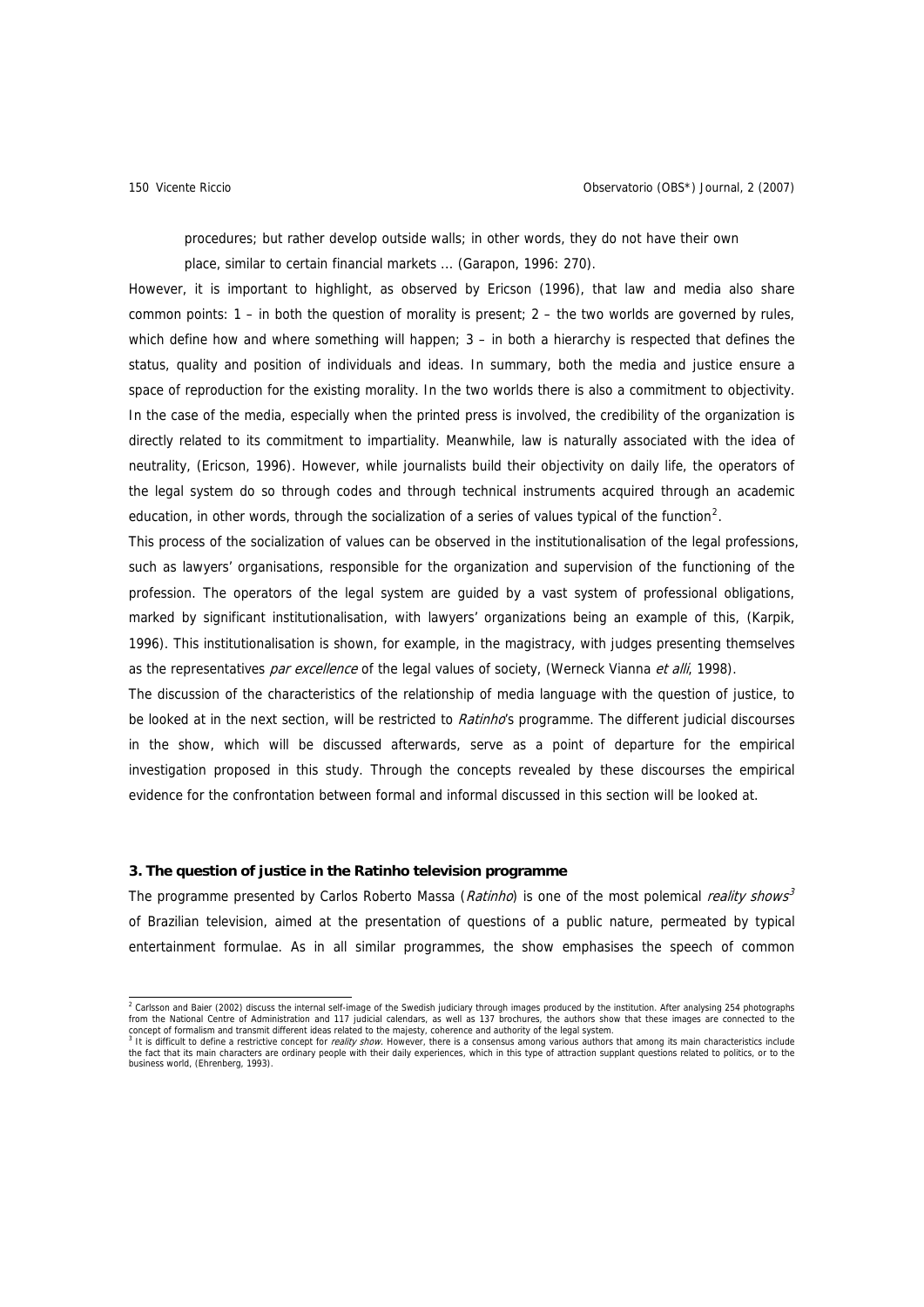> procedures; but rather develop outside walls; in other words, they do not have their own place, similar to certain financial markets ... (Garapon, 1996: 270).

However, it is important to highlight, as observed by Ericson (1996), that law and media also share common points: 1 – in both the question of morality is present; 2 – the two worlds are governed by rules, which define how and where something will happen; 3 – in both a hierarchy is respected that defines the status, quality and position of individuals and ideas. In summary, both the media and justice ensure a space of reproduction for the existing morality. In the two worlds there is also a commitment to objectivity. In the case of the media, especially when the printed press is involved, the credibility of the organization is directly related to its commitment to impartiality. Meanwhile, law is naturally associated with the idea of neutrality, (Ericson, 1996). However, while journalists build their objectivity on daily life, the operators of the legal system do so through codes and through technical instruments acquired through an academic education, in other words, through the socialization of a series of values typical of the function[2].

This process of the socialization of values can be observed in the institutionalisation of the legal professions, such as lawyers' organisations, responsible for the organization and supervision of the functioning of the profession. The operators of the legal system are guided by a vast system of professional obligations, marked by significant institutionalisation, with lawyers' organizations being an example of this, (Karpik, 1996). This institutionalisation is shown, for example, in the magistracy, with judges presenting themselves as the representatives *par excellence* of the legal values of society, (Werneck Vianna *et alli*, 1998).

The discussion of the characteristics of the relationship of media language with the question of justice, to be looked at in the next section, will be restricted to *Ratinho*'s programme. The different judicial discourses in the show, which will be discussed afterwards, serve as a point of departure for the empirical investigation proposed in this study. Through the concepts revealed by these discourses the empirical evidence for the confrontation between formal and informal discussed in this section will be looked at.

## 3. The question of justice in the Ratinho television programme

The programme presented by Carlos Roberto Massa (*Ratinho*) is one of the most polemical *reality shows*[3] of Brazilian television, aimed at the presentation of questions of a public nature, permeated by typical entertainment formulae. As in all similar programmes, the show emphasises the speech of common

---

[2] Carlsson and Baier (2002) discuss the internal self-image of the Swedish judiciary through images produced by the institution. After analysing 254 photographs from the National Centre of Administration and 117 judicial calendars, as well as 137 brochures, the authors show that these images are connected to the concept of formalism and transmit different ideas related to the majesty, coherence and authority of the legal system.

[3] It is difficult to define a restrictive concept for *reality show*. However, there is a consensus among various authors that among its main characteristics include the fact that its main characters are ordinary people with their daily experiences, which in this type of attraction supplant questions related to politics, or to the business world, (Ehrenberg, 1993).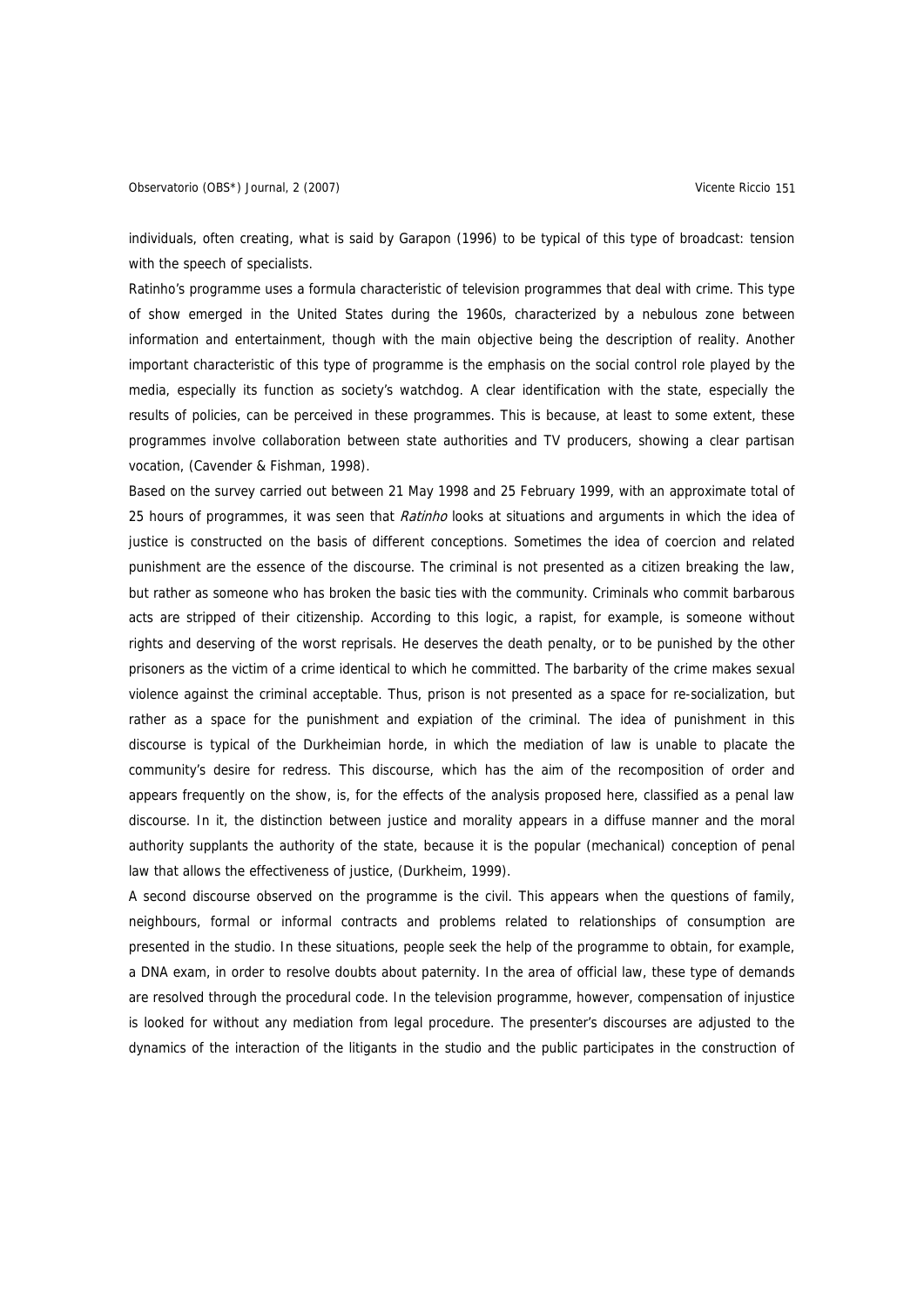individuals, often creating, what is said by Garapon (1996) to be typical of this type of broadcast: tension with the speech of specialists.

Ratinho's programme uses a formula characteristic of television programmes that deal with crime. This type of show emerged in the United States during the 1960s, characterized by a nebulous zone between information and entertainment, though with the main objective being the description of reality. Another important characteristic of this type of programme is the emphasis on the social control role played by the media, especially its function as society's watchdog. A clear identification with the state, especially the results of policies, can be perceived in these programmes. This is because, at least to some extent, these programmes involve collaboration between state authorities and TV producers, showing a clear partisan vocation, (Cavender & Fishman, 1998).

Based on the survey carried out between 21 May 1998 and 25 February 1999, with an approximate total of 25 hours of programmes, it was seen that *Ratinho* looks at situations and arguments in which the idea of justice is constructed on the basis of different conceptions. Sometimes the idea of coercion and related punishment are the essence of the discourse. The criminal is not presented as a citizen breaking the law, but rather as someone who has broken the basic ties with the community. Criminals who commit barbarous acts are stripped of their citizenship. According to this logic, a rapist, for example, is someone without rights and deserving of the worst reprisals. He deserves the death penalty, or to be punished by the other prisoners as the victim of a crime identical to which he committed. The barbarity of the crime makes sexual violence against the criminal acceptable. Thus, prison is not presented as a space for re-socialization, but rather as a space for the punishment and expiation of the criminal. The idea of punishment in this discourse is typical of the Durkheimian horde, in which the mediation of law is unable to placate the community's desire for redress. This discourse, which has the aim of the recomposition of order and appears frequently on the show, is, for the effects of the analysis proposed here, classified as a penal law discourse. In it, the distinction between justice and morality appears in a diffuse manner and the moral authority supplants the authority of the state, because it is the popular (mechanical) conception of penal law that allows the effectiveness of justice, (Durkheim, 1999).

A second discourse observed on the programme is the civil. This appears when the questions of family, neighbours, formal or informal contracts and problems related to relationships of consumption are presented in the studio. In these situations, people seek the help of the programme to obtain, for example, a DNA exam, in order to resolve doubts about paternity. In the area of official law, these type of demands are resolved through the procedural code. In the television programme, however, compensation of injustice is looked for without any mediation from legal procedure. The presenter's discourses are adjusted to the dynamics of the interaction of the litigants in the studio and the public participates in the construction of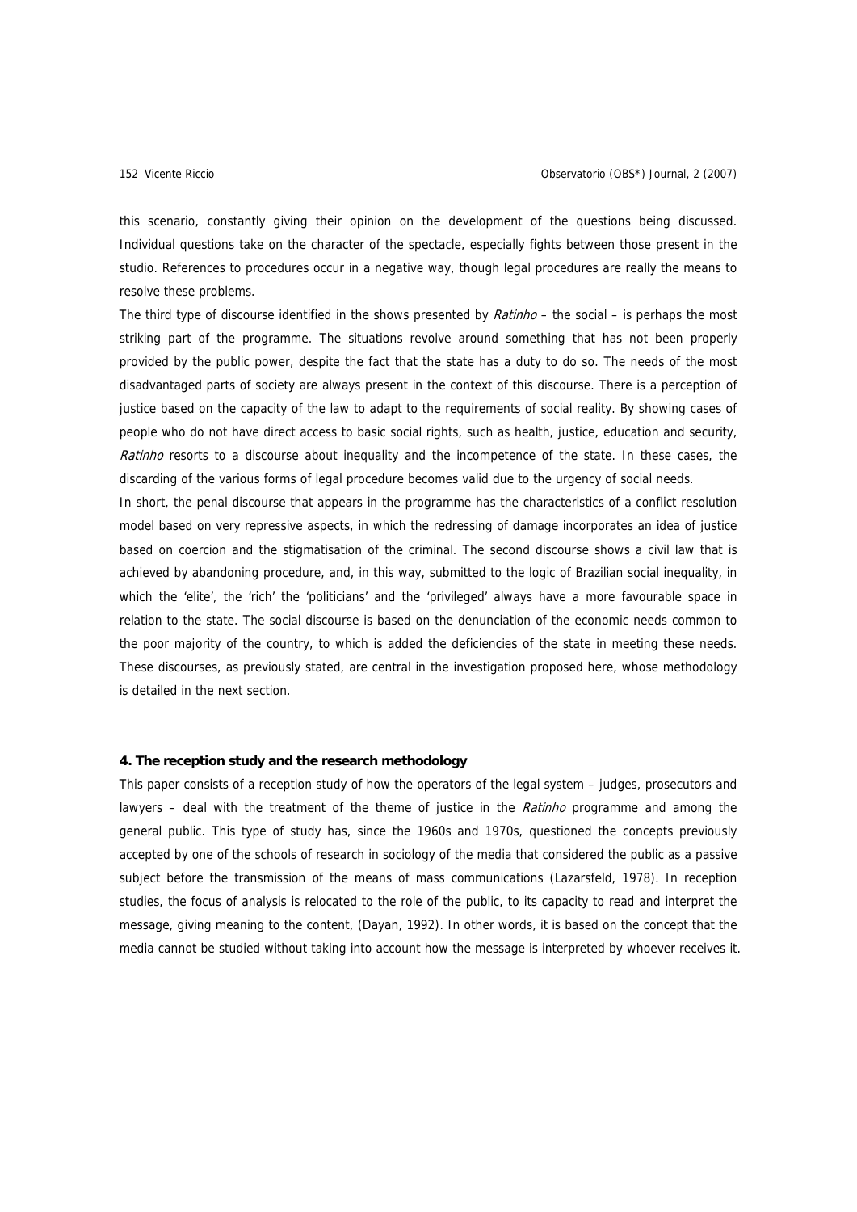this scenario, constantly giving their opinion on the development of the questions being discussed. Individual questions take on the character of the spectacle, especially fights between those present in the studio. References to procedures occur in a negative way, though legal procedures are really the means to resolve these problems.

The third type of discourse identified in the shows presented by *Ratinho* – the social – is perhaps the most striking part of the programme. The situations revolve around something that has not been properly provided by the public power, despite the fact that the state has a duty to do so. The needs of the most disadvantaged parts of society are always present in the context of this discourse. There is a perception of justice based on the capacity of the law to adapt to the requirements of social reality. By showing cases of people who do not have direct access to basic social rights, such as health, justice, education and security, *Ratinho* resorts to a discourse about inequality and the incompetence of the state. In these cases, the discarding of the various forms of legal procedure becomes valid due to the urgency of social needs.

In short, the penal discourse that appears in the programme has the characteristics of a conflict resolution model based on very repressive aspects, in which the redressing of damage incorporates an idea of justice based on coercion and the stigmatisation of the criminal. The second discourse shows a civil law that is achieved by abandoning procedure, and, in this way, submitted to the logic of Brazilian social inequality, in which the 'elite', the 'rich' the 'politicians' and the 'privileged' always have a more favourable space in relation to the state. The social discourse is based on the denunciation of the economic needs common to the poor majority of the country, to which is added the deficiencies of the state in meeting these needs. These discourses, as previously stated, are central in the investigation proposed here, whose methodology is detailed in the next section.

## 4. The reception study and the research methodology

This paper consists of a reception study of how the operators of the legal system – judges, prosecutors and lawyers – deal with the treatment of the theme of justice in the *Ratinho* programme and among the general public. This type of study has, since the 1960s and 1970s, questioned the concepts previously accepted by one of the schools of research in sociology of the media that considered the public as a passive subject before the transmission of the means of mass communications (Lazarsfeld, 1978). In reception studies, the focus of analysis is relocated to the role of the public, to its capacity to read and interpret the message, giving meaning to the content, (Dayan, 1992). In other words, it is based on the concept that the media cannot be studied without taking into account how the message is interpreted by whoever receives it.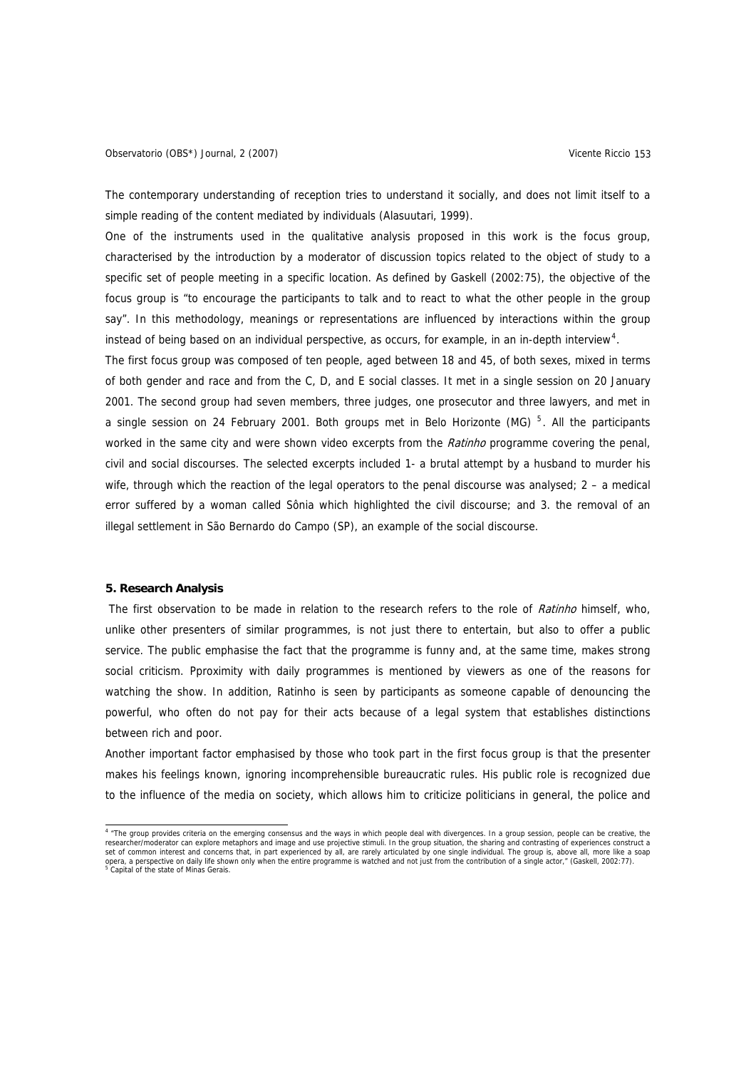The contemporary understanding of reception tries to understand it socially, and does not limit itself to a simple reading of the content mediated by individuals (Alasuutari, 1999).

One of the instruments used in the qualitative analysis proposed in this work is the focus group, characterised by the introduction by a moderator of discussion topics related to the object of study to a specific set of people meeting in a specific location. As defined by Gaskell (2002:75), the objective of the focus group is "to encourage the participants to talk and to react to what the other people in the group say". In this methodology, meanings or representations are influenced by interactions within the group instead of being based on an individual perspective, as occurs, for example, in an in-depth interview[4].

The first focus group was composed of ten people, aged between 18 and 45, of both sexes, mixed in terms of both gender and race and from the C, D, and E social classes. It met in a single session on 20 January 2001. The second group had seven members, three judges, one prosecutor and three lawyers, and met in a single session on 24 February 2001. Both groups met in Belo Horizonte (MG) [5]. All the participants worked in the same city and were shown video excerpts from the *Ratinho* programme covering the penal, civil and social discourses. The selected excerpts included 1- a brutal attempt by a husband to murder his wife, through which the reaction of the legal operators to the penal discourse was analysed; 2 – a medical error suffered by a woman called Sônia which highlighted the civil discourse; and 3. the removal of an illegal settlement in São Bernardo do Campo (SP), an example of the social discourse.

### 5. Research Analysis

The first observation to be made in relation to the research refers to the role of *Ratinho* himself, who, unlike other presenters of similar programmes, is not just there to entertain, but also to offer a public service. The public emphasise the fact that the programme is funny and, at the same time, makes strong social criticism. Pproximity with daily programmes is mentioned by viewers as one of the reasons for watching the show. In addition, Ratinho is seen by participants as someone capable of denouncing the powerful, who often do not pay for their acts because of a legal system that establishes distinctions between rich and poor.

Another important factor emphasised by those who took part in the first focus group is that the presenter makes his feelings known, ignoring incomprehensible bureaucratic rules. His public role is recognized due to the influence of the media on society, which allows him to criticize politicians in general, the police and

---

[4] "The group provides criteria on the emerging consensus and the ways in which people deal with divergences. In a group session, people can be creative, the researcher/moderator can explore metaphors and image and use projective stimuli. In the group situation, the sharing and contrasting of experiences construct a set of common interest and concerns that, in part experienced by all, are rarely articulated by one single individual. The group is, above all, more like a soap opera, a perspective on daily life shown only when the entire programme is watched and not just from the contribution of a single actor," (Gaskell, 2002:77).

[5] Capital of the state of Minas Gerais.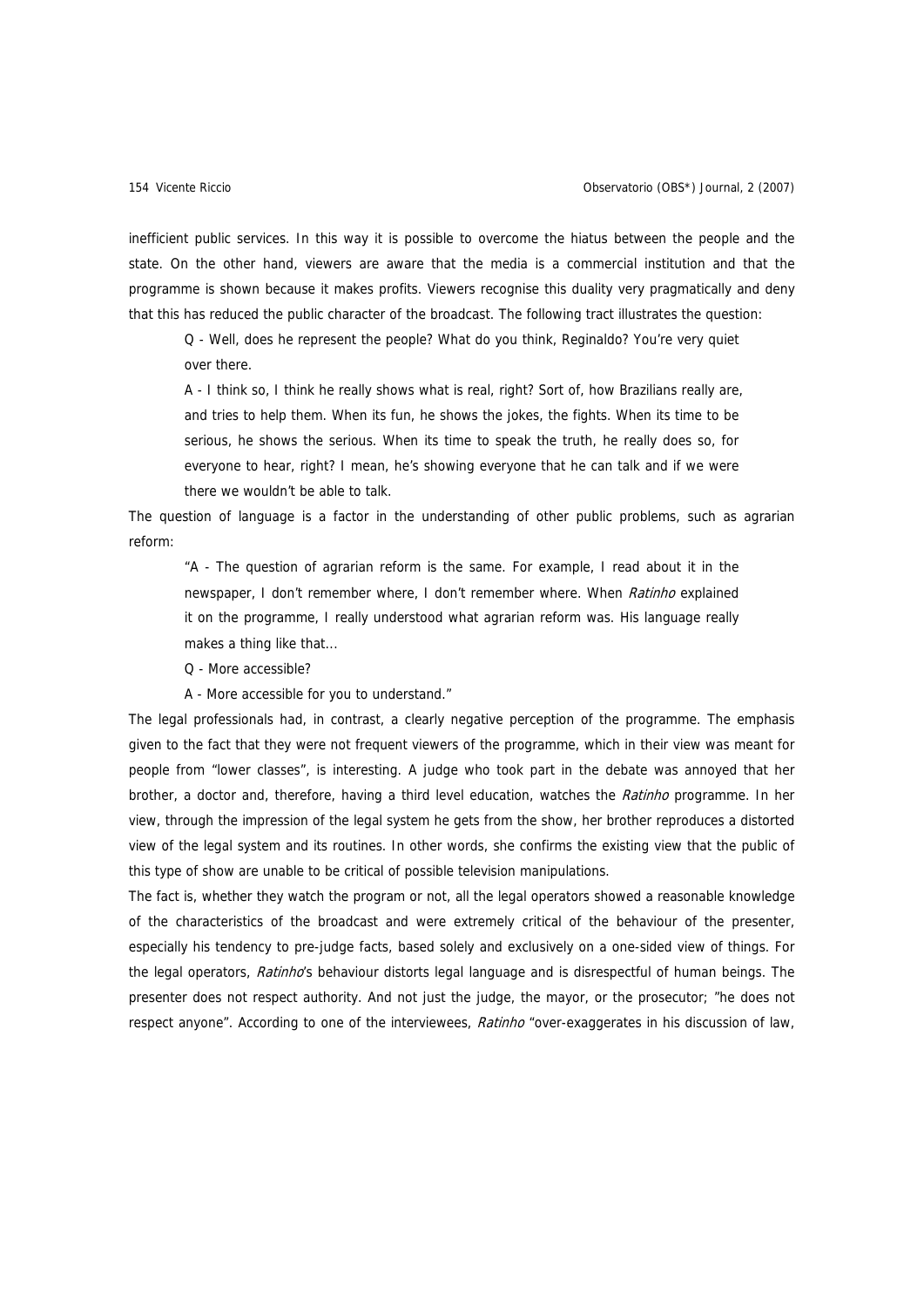inefficient public services. In this way it is possible to overcome the hiatus between the people and the state. On the other hand, viewers are aware that the media is a commercial institution and that the programme is shown because it makes profits. Viewers recognise this duality very pragmatically and deny that this has reduced the public character of the broadcast. The following tract illustrates the question:

> Q - Well, does he represent the people? What do you think, Reginaldo? You're very quiet over there.
>
> A - I think so, I think he really shows what is real, right? Sort of, how Brazilians really are, and tries to help them. When its fun, he shows the jokes, the fights. When its time to be serious, he shows the serious. When its time to speak the truth, he really does so, for everyone to hear, right? I mean, he's showing everyone that he can talk and if we were there we wouldn't be able to talk.

The question of language is a factor in the understanding of other public problems, such as agrarian reform:

> "A - The question of agrarian reform is the same. For example, I read about it in the newspaper, I don't remember where, I don't remember where. When *Ratinho* explained it on the programme, I really understood what agrarian reform was. His language really makes a thing like that...
>
> Q - More accessible?
>
> A - More accessible for you to understand."

The legal professionals had, in contrast, a clearly negative perception of the programme. The emphasis given to the fact that they were not frequent viewers of the programme, which in their view was meant for people from "lower classes", is interesting. A judge who took part in the debate was annoyed that her brother, a doctor and, therefore, having a third level education, watches the *Ratinho* programme. In her view, through the impression of the legal system he gets from the show, her brother reproduces a distorted view of the legal system and its routines. In other words, she confirms the existing view that the public of this type of show are unable to be critical of possible television manipulations.

The fact is, whether they watch the program or not, all the legal operators showed a reasonable knowledge of the characteristics of the broadcast and were extremely critical of the behaviour of the presenter, especially his tendency to pre-judge facts, based solely and exclusively on a one-sided view of things. For the legal operators, *Ratinho*'s behaviour distorts legal language and is disrespectful of human beings. The presenter does not respect authority. And not just the judge, the mayor, or the prosecutor; "he does not respect anyone". According to one of the interviewees, *Ratinho* "over-exaggerates in his discussion of law,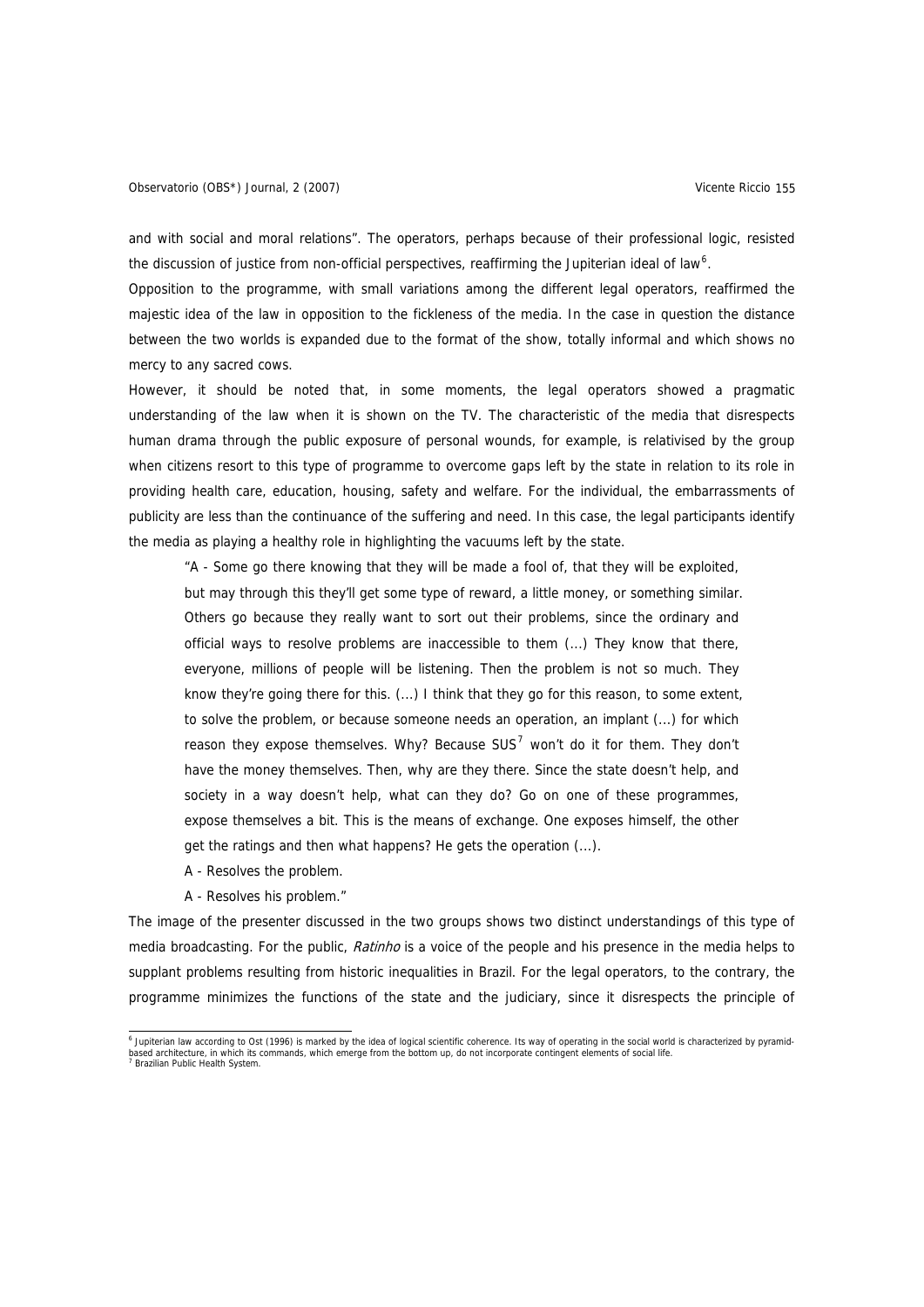and with social and moral relations". The operators, perhaps because of their professional logic, resisted the discussion of justice from non-official perspectives, reaffirming the Jupiterian ideal of law[6].

Opposition to the programme, with small variations among the different legal operators, reaffirmed the majestic idea of the law in opposition to the fickleness of the media. In the case in question the distance between the two worlds is expanded due to the format of the show, totally informal and which shows no mercy to any sacred cows.

However, it should be noted that, in some moments, the legal operators showed a pragmatic understanding of the law when it is shown on the TV. The characteristic of the media that disrespects human drama through the public exposure of personal wounds, for example, is relativised by the group when citizens resort to this type of programme to overcome gaps left by the state in relation to its role in providing health care, education, housing, safety and welfare. For the individual, the embarrassments of publicity are less than the continuance of the suffering and need. In this case, the legal participants identify the media as playing a healthy role in highlighting the vacuums left by the state.

> "A - Some go there knowing that they will be made a fool of, that they will be exploited, but may through this they'll get some type of reward, a little money, or something similar. Others go because they really want to sort out their problems, since the ordinary and official ways to resolve problems are inaccessible to them (...) They know that there, everyone, millions of people will be listening. Then the problem is not so much. They know they're going there for this. (...) I think that they go for this reason, to some extent, to solve the problem, or because someone needs an operation, an implant (...) for which reason they expose themselves. Why? Because SUS[7] won't do it for them. They don't have the money themselves. Then, why are they there. Since the state doesn't help, and society in a way doesn't help, what can they do? Go on one of these programmes, expose themselves a bit. This is the means of exchange. One exposes himself, the other get the ratings and then what happens? He gets the operation (...).
>
> A - Resolves the problem.
>
> A - Resolves his problem."

The image of the presenter discussed in the two groups shows two distinct understandings of this type of media broadcasting. For the public, *Ratinho* is a voice of the people and his presence in the media helps to supplant problems resulting from historic inequalities in Brazil. For the legal operators, to the contrary, the programme minimizes the functions of the state and the judiciary, since it disrespects the principle of

---

[6] Jupiterian law according to Ost (1996) is marked by the idea of logical scientific coherence. Its way of operating in the social world is characterized by pyramid-based architecture, in which its commands, which emerge from the bottom up, do not incorporate contingent elements of social life.

[7] Brazilian Public Health System.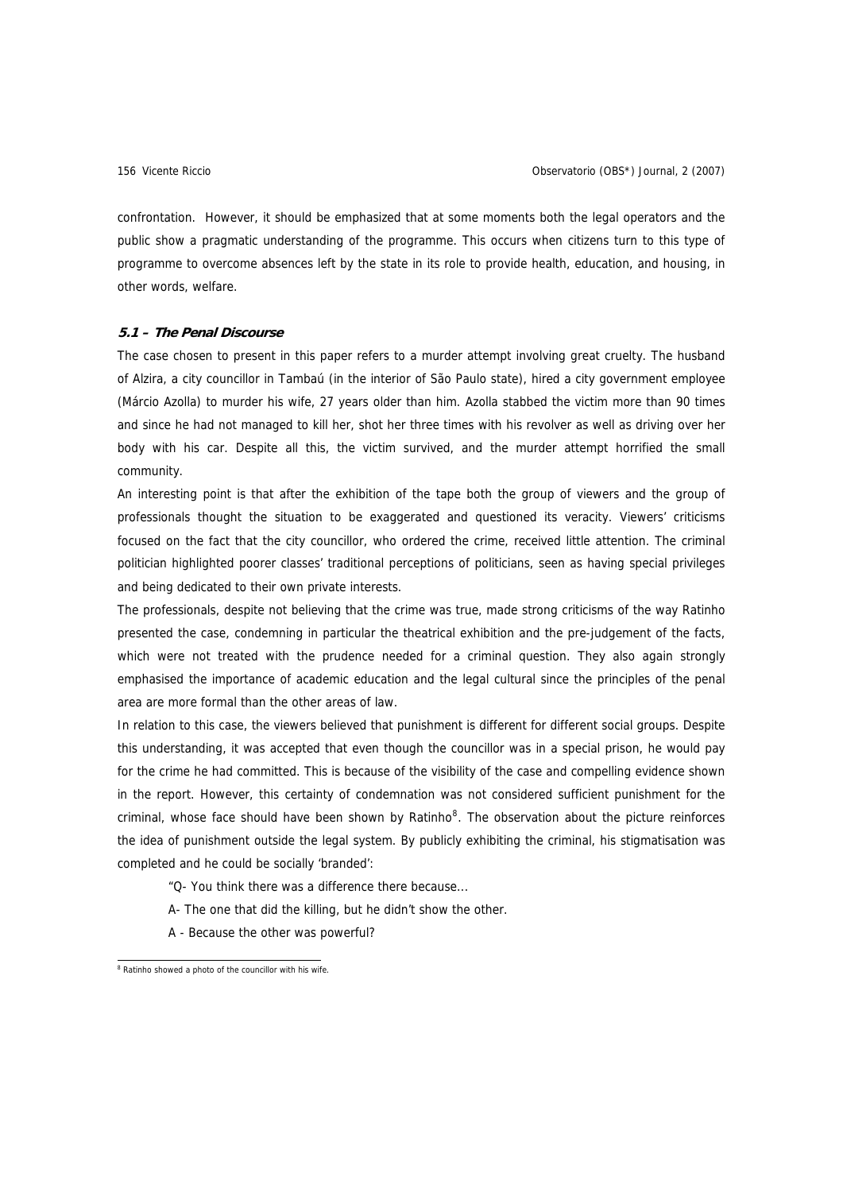confrontation. However, it should be emphasized that at some moments both the legal operators and the public show a pragmatic understanding of the programme. This occurs when citizens turn to this type of programme to overcome absences left by the state in its role to provide health, education, and housing, in other words, welfare.

### *5.1 – The Penal Discourse*

The case chosen to present in this paper refers to a murder attempt involving great cruelty. The husband of Alzira, a city councillor in Tambaú (in the interior of São Paulo state), hired a city government employee (Márcio Azolla) to murder his wife, 27 years older than him. Azolla stabbed the victim more than 90 times and since he had not managed to kill her, shot her three times with his revolver as well as driving over her body with his car. Despite all this, the victim survived, and the murder attempt horrified the small community.

An interesting point is that after the exhibition of the tape both the group of viewers and the group of professionals thought the situation to be exaggerated and questioned its veracity. Viewers' criticisms focused on the fact that the city councillor, who ordered the crime, received little attention. The criminal politician highlighted poorer classes' traditional perceptions of politicians, seen as having special privileges and being dedicated to their own private interests.

The professionals, despite not believing that the crime was true, made strong criticisms of the way Ratinho presented the case, condemning in particular the theatrical exhibition and the pre-judgement of the facts, which were not treated with the prudence needed for a criminal question. They also again strongly emphasised the importance of academic education and the legal cultural since the principles of the penal area are more formal than the other areas of law.

In relation to this case, the viewers believed that punishment is different for different social groups. Despite this understanding, it was accepted that even though the councillor was in a special prison, he would pay for the crime he had committed. This is because of the visibility of the case and compelling evidence shown in the report. However, this certainty of condemnation was not considered sufficient punishment for the criminal, whose face should have been shown by Ratinho[8]. The observation about the picture reinforces the idea of punishment outside the legal system. By publicly exhibiting the criminal, his stigmatisation was completed and he could be socially 'branded':

> "Q- You think there was a difference there because...
>
> A- The one that did the killing, but he didn't show the other.
>
> A - Because the other was powerful?

[8] Ratinho showed a photo of the councillor with his wife.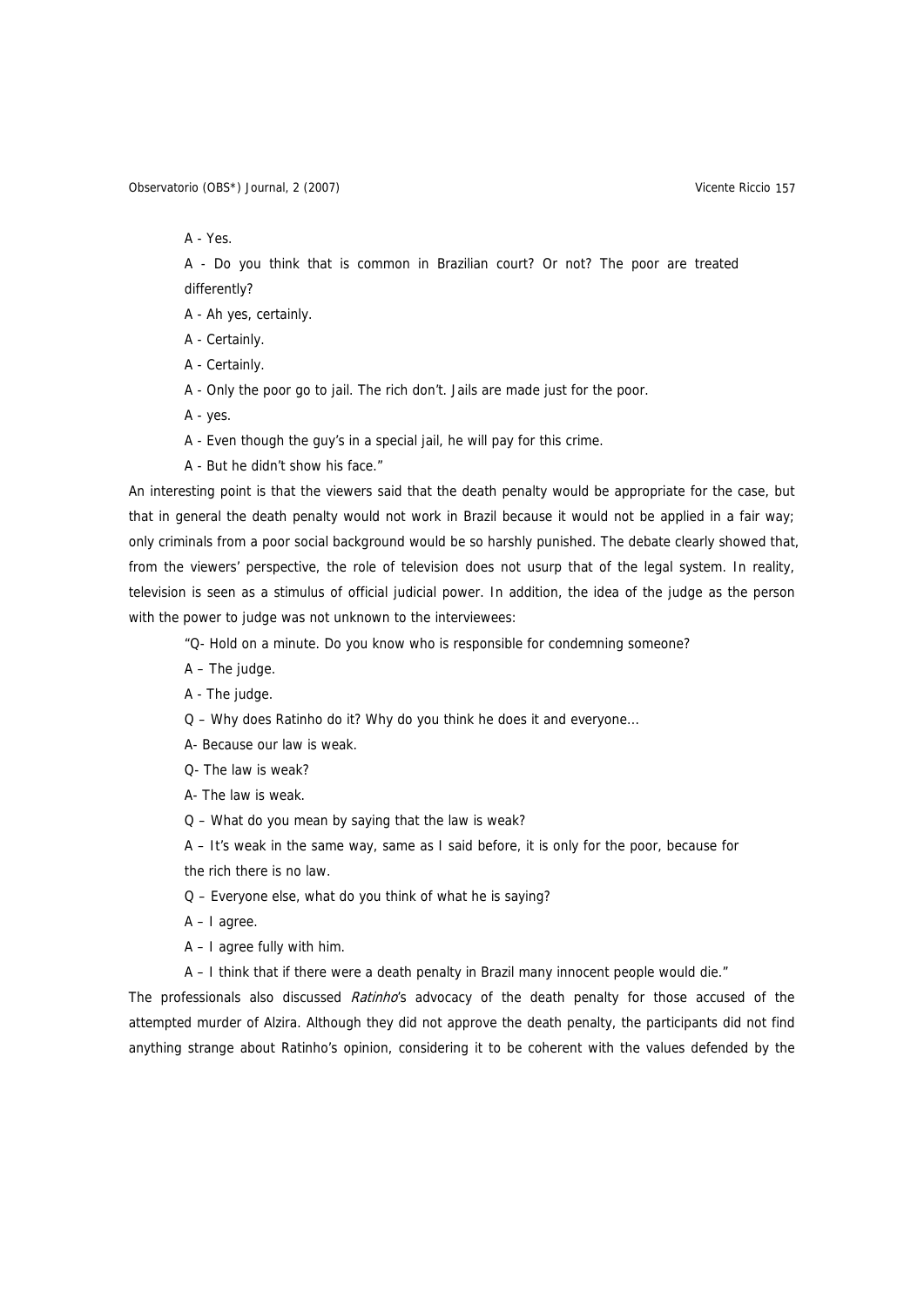A - Yes.

A - Do you think that is common in Brazilian court? Or not? The poor are treated differently?

A - Ah yes, certainly.

A - Certainly.

A - Certainly.

A - Only the poor go to jail. The rich don't. Jails are made just for the poor.

A - yes.

A - Even though the guy's in a special jail, he will pay for this crime.

A - But he didn't show his face."

An interesting point is that the viewers said that the death penalty would be appropriate for the case, but that in general the death penalty would not work in Brazil because it would not be applied in a fair way; only criminals from a poor social background would be so harshly punished. The debate clearly showed that, from the viewers' perspective, the role of television does not usurp that of the legal system. In reality, television is seen as a stimulus of official judicial power. In addition, the idea of the judge as the person with the power to judge was not unknown to the interviewees:

"Q- Hold on a minute. Do you know who is responsible for condemning someone?

A – The judge.

A - The judge.

Q – Why does Ratinho do it? Why do you think he does it and everyone...

A- Because our law is weak.

Q- The law is weak?

A- The law is weak.

Q – What do you mean by saying that the law is weak?

A – It's weak in the same way, same as I said before, it is only for the poor, because for the rich there is no law.

Q – Everyone else, what do you think of what he is saying?

A – I agree.

A – I agree fully with him.

A – I think that if there were a death penalty in Brazil many innocent people would die."

The professionals also discussed *Ratinho*'s advocacy of the death penalty for those accused of the attempted murder of Alzira. Although they did not approve the death penalty, the participants did not find anything strange about Ratinho's opinion, considering it to be coherent with the values defended by the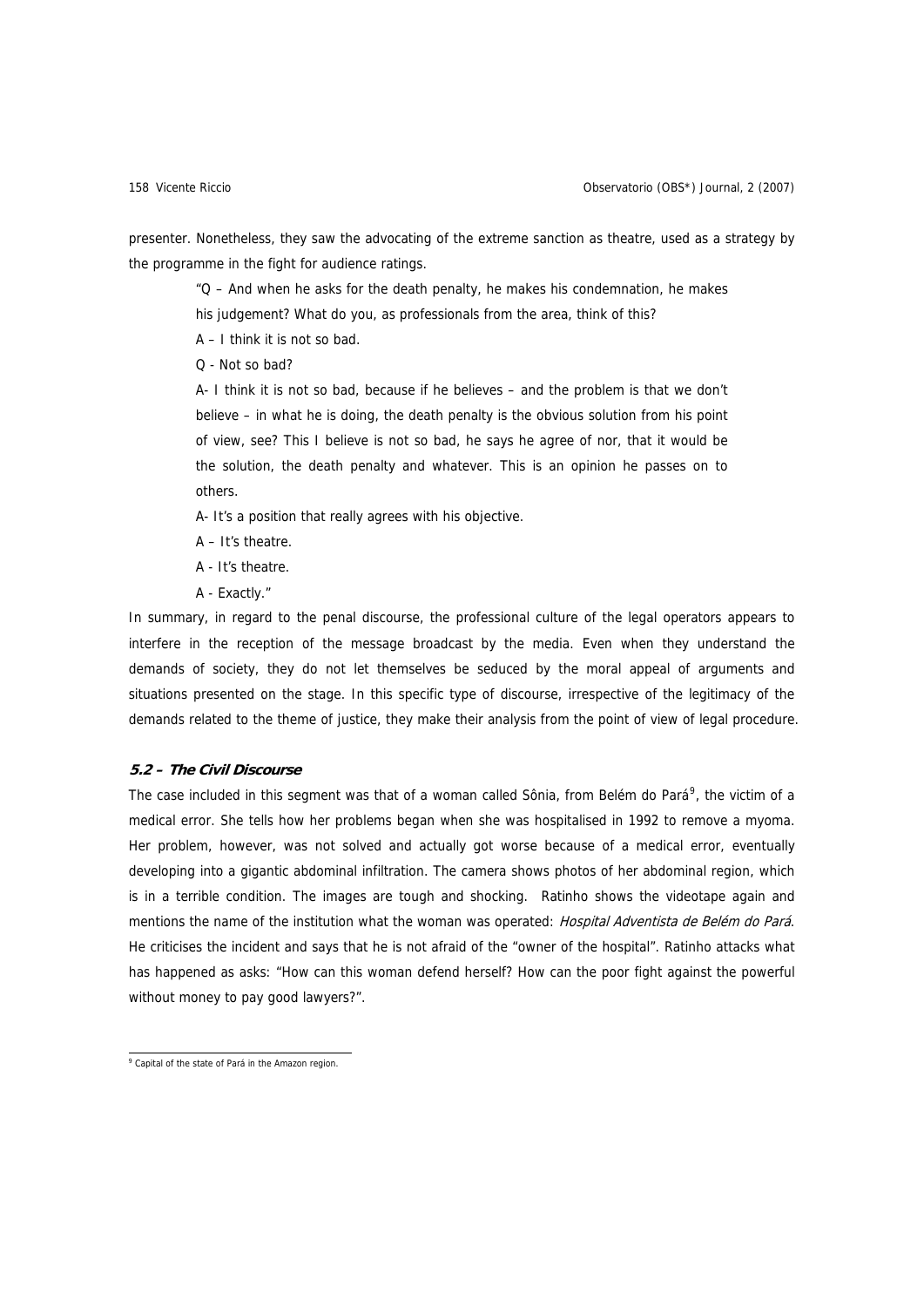presenter. Nonetheless, they saw the advocating of the extreme sanction as theatre, used as a strategy by the programme in the fight for audience ratings.

> "Q – And when he asks for the death penalty, he makes his condemnation, he makes his judgement? What do you, as professionals from the area, think of this?
>
> A – I think it is not so bad.
>
> Q - Not so bad?
>
> A- I think it is not so bad, because if he believes – and the problem is that we don't believe – in what he is doing, the death penalty is the obvious solution from his point of view, see? This I believe is not so bad, he says he agree of nor, that it would be the solution, the death penalty and whatever. This is an opinion he passes on to others.
>
> A- It's a position that really agrees with his objective.
>
> A – It's theatre.
>
> A - It's theatre.
>
> A - Exactly."

In summary, in regard to the penal discourse, the professional culture of the legal operators appears to interfere in the reception of the message broadcast by the media. Even when they understand the demands of society, they do not let themselves be seduced by the moral appeal of arguments and situations presented on the stage. In this specific type of discourse, irrespective of the legitimacy of the demands related to the theme of justice, they make their analysis from the point of view of legal procedure.

### 5.2 – The Civil Discourse

The case included in this segment was that of a woman called Sônia, from Belém do Pará[9], the victim of a medical error. She tells how her problems began when she was hospitalised in 1992 to remove a myoma. Her problem, however, was not solved and actually got worse because of a medical error, eventually developing into a gigantic abdominal infiltration. The camera shows photos of her abdominal region, which is in a terrible condition. The images are tough and shocking. Ratinho shows the videotape again and mentions the name of the institution what the woman was operated: *Hospital Adventista de Belém do Pará*. He criticises the incident and says that he is not afraid of the "owner of the hospital". Ratinho attacks what has happened as asks: "How can this woman defend herself? How can the poor fight against the powerful without money to pay good lawyers?".

---

[9] Capital of the state of Pará in the Amazon region.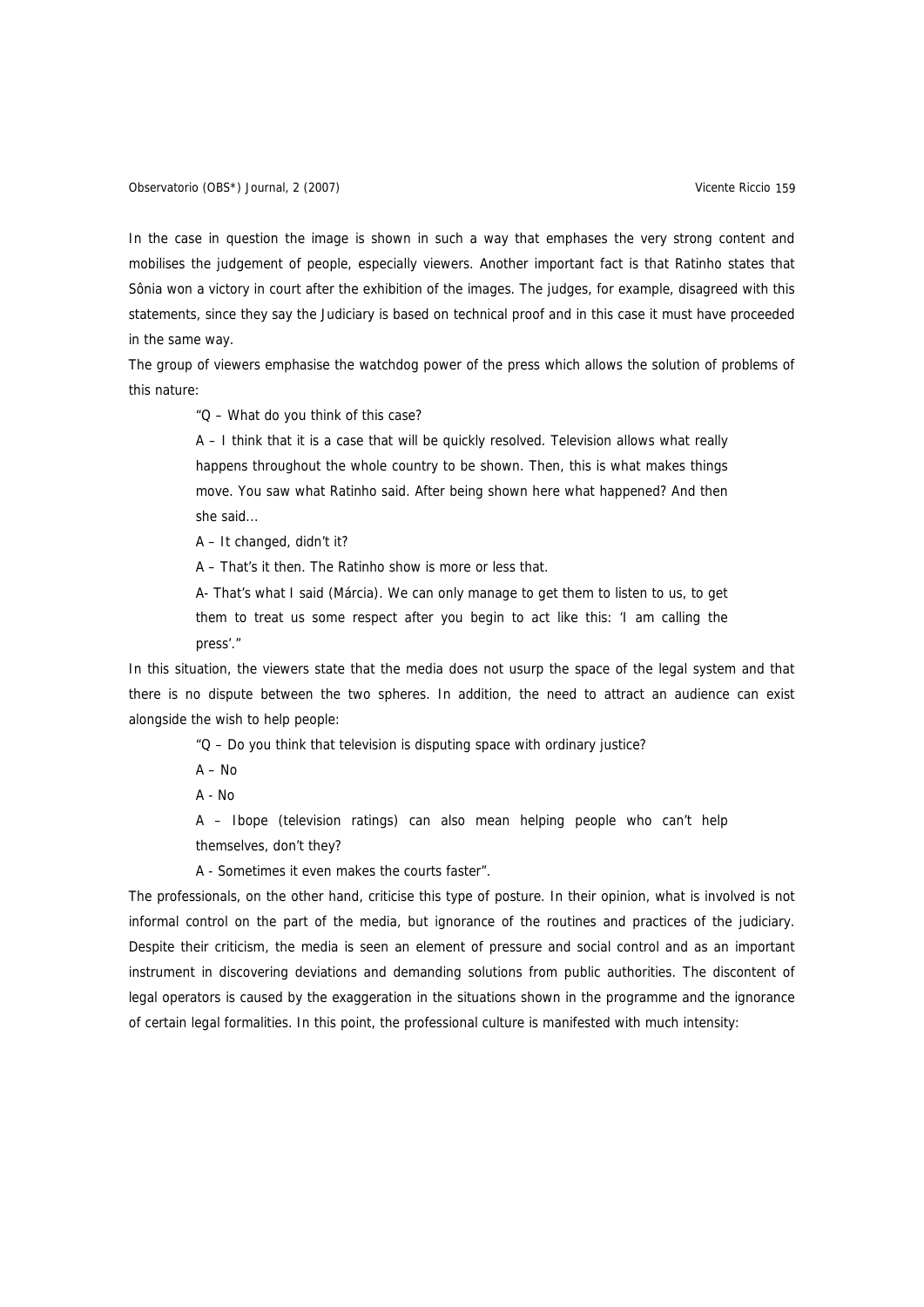In the case in question the image is shown in such a way that emphases the very strong content and mobilises the judgement of people, especially viewers. Another important fact is that Ratinho states that Sônia won a victory in court after the exhibition of the images. The judges, for example, disagreed with this statements, since they say the Judiciary is based on technical proof and in this case it must have proceeded in the same way.

The group of viewers emphasise the watchdog power of the press which allows the solution of problems of this nature:

> "Q – What do you think of this case?
>
> A – I think that it is a case that will be quickly resolved. Television allows what really happens throughout the whole country to be shown. Then, this is what makes things move. You saw what Ratinho said. After being shown here what happened? And then she said...
>
> A – It changed, didn't it?
>
> A – That's it then. The Ratinho show is more or less that.
>
> A- That's what I said (Márcia). We can only manage to get them to listen to us, to get them to treat us some respect after you begin to act like this: 'I am calling the press'."

In this situation, the viewers state that the media does not usurp the space of the legal system and that there is no dispute between the two spheres. In addition, the need to attract an audience can exist alongside the wish to help people:

> "Q – Do you think that television is disputing space with ordinary justice?
>
> A – No
>
> A - No
>
> A – Ibope (television ratings) can also mean helping people who can't help themselves, don't they?
>
> A - Sometimes it even makes the courts faster".

The professionals, on the other hand, criticise this type of posture. In their opinion, what is involved is not informal control on the part of the media, but ignorance of the routines and practices of the judiciary. Despite their criticism, the media is seen an element of pressure and social control and as an important instrument in discovering deviations and demanding solutions from public authorities. The discontent of legal operators is caused by the exaggeration in the situations shown in the programme and the ignorance of certain legal formalities. In this point, the professional culture is manifested with much intensity: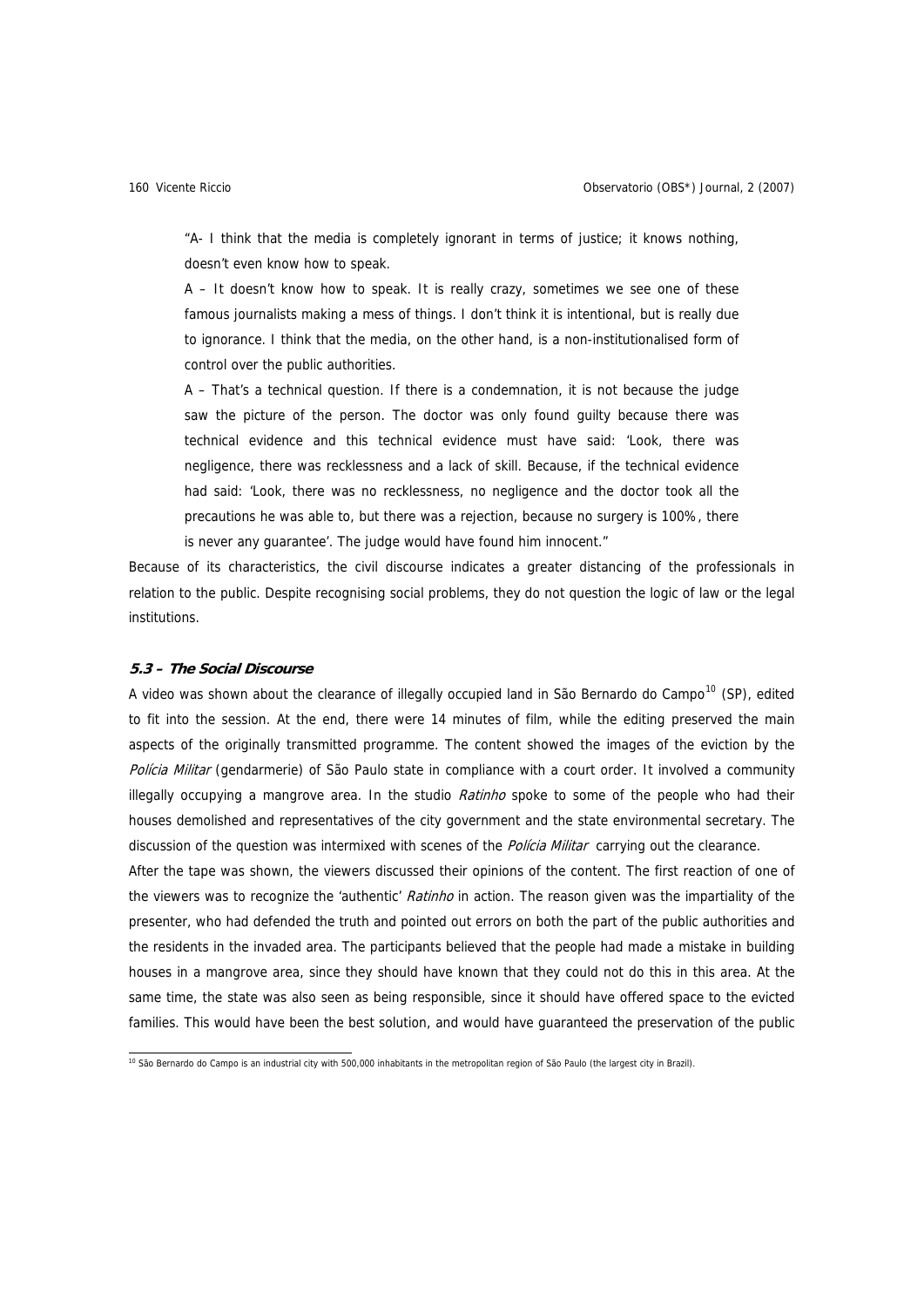> "A- I think that the media is completely ignorant in terms of justice; it knows nothing, doesn't even know how to speak.
>
> A – It doesn't know how to speak. It is really crazy, sometimes we see one of these famous journalists making a mess of things. I don't think it is intentional, but is really due to ignorance. I think that the media, on the other hand, is a non-institutionalised form of control over the public authorities.
>
> A – That's a technical question. If there is a condemnation, it is not because the judge saw the picture of the person. The doctor was only found guilty because there was technical evidence and this technical evidence must have said: 'Look, there was negligence, there was recklessness and a lack of skill. Because, if the technical evidence had said: 'Look, there was no recklessness, no negligence and the doctor took all the precautions he was able to, but there was a rejection, because no surgery is 100%, there is never any guarantee'. The judge would have found him innocent."

Because of its characteristics, the civil discourse indicates a greater distancing of the professionals in relation to the public. Despite recognising social problems, they do not question the logic of law or the legal institutions.

### 5.3 – *The Social Discourse*

A video was shown about the clearance of illegally occupied land in São Bernardo do Campo[10] (SP), edited to fit into the session. At the end, there were 14 minutes of film, while the editing preserved the main aspects of the originally transmitted programme. The content showed the images of the eviction by the *Polícia Militar* (gendarmerie) of São Paulo state in compliance with a court order. It involved a community illegally occupying a mangrove area. In the studio *Ratinho* spoke to some of the people who had their houses demolished and representatives of the city government and the state environmental secretary. The discussion of the question was intermixed with scenes of the *Polícia Militar* carrying out the clearance.

After the tape was shown, the viewers discussed their opinions of the content. The first reaction of one of the viewers was to recognize the 'authentic' *Ratinho* in action. The reason given was the impartiality of the presenter, who had defended the truth and pointed out errors on both the part of the public authorities and the residents in the invaded area. The participants believed that the people had made a mistake in building houses in a mangrove area, since they should have known that they could not do this in this area. At the same time, the state was also seen as being responsible, since it should have offered space to the evicted families. This would have been the best solution, and would have guaranteed the preservation of the public

[10] São Bernardo do Campo is an industrial city with 500,000 inhabitants in the metropolitan region of São Paulo (the largest city in Brazil).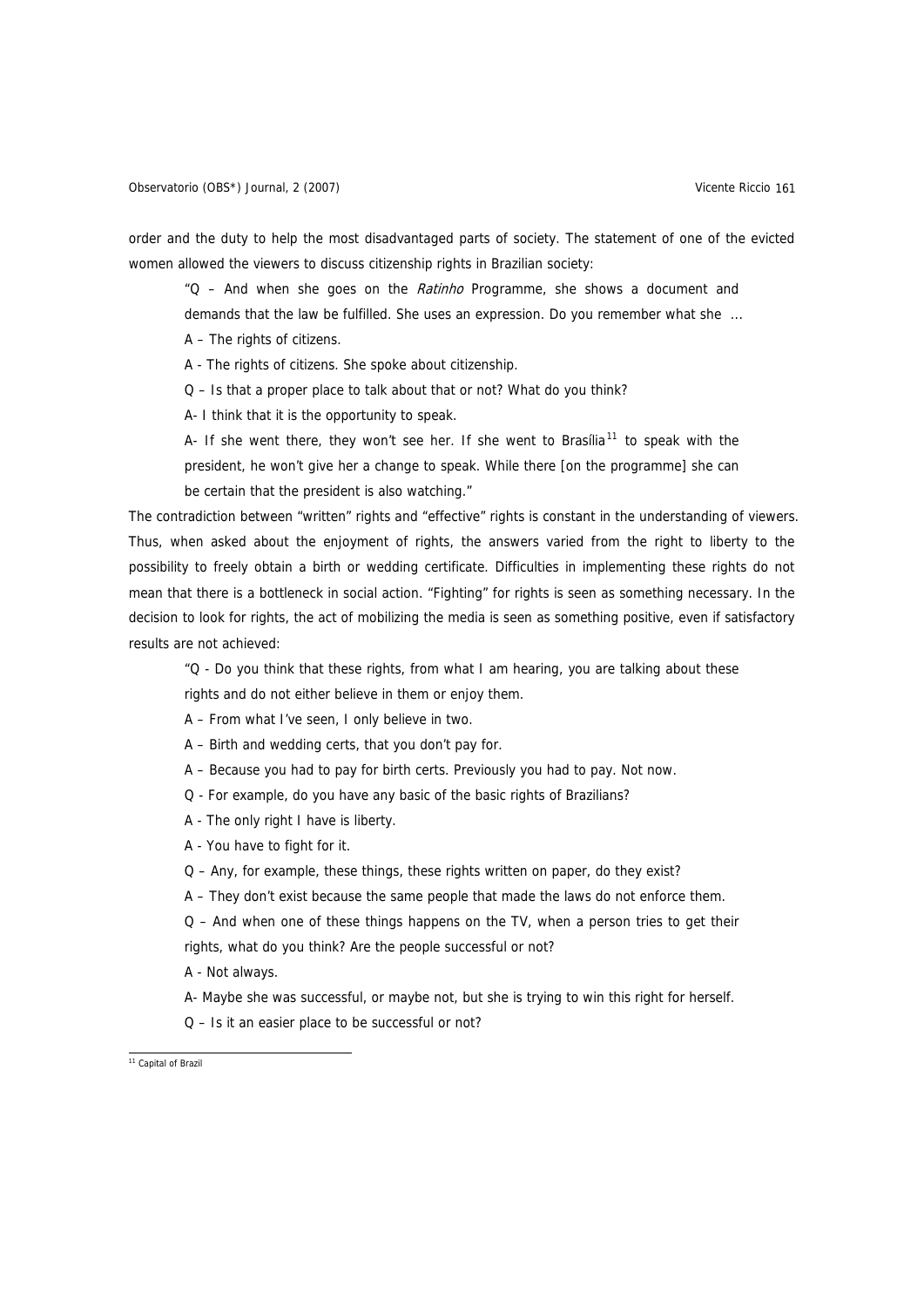order and the duty to help the most disadvantaged parts of society. The statement of one of the evicted women allowed the viewers to discuss citizenship rights in Brazilian society:

> "Q – And when she goes on the *Ratinho* Programme, she shows a document and demands that the law be fulfilled. She uses an expression. Do you remember what she ...
>
> A – The rights of citizens.
>
> A - The rights of citizens. She spoke about citizenship.
>
> Q – Is that a proper place to talk about that or not? What do you think?
>
> A- I think that it is the opportunity to speak.
>
> A- If she went there, they won't see her. If she went to Brasília[11] to speak with the president, he won't give her a change to speak. While there [on the programme] she can be certain that the president is also watching."

The contradiction between "written" rights and "effective" rights is constant in the understanding of viewers. Thus, when asked about the enjoyment of rights, the answers varied from the right to liberty to the possibility to freely obtain a birth or wedding certificate. Difficulties in implementing these rights do not mean that there is a bottleneck in social action. "Fighting" for rights is seen as something necessary. In the decision to look for rights, the act of mobilizing the media is seen as something positive, even if satisfactory results are not achieved:

> "Q - Do you think that these rights, from what I am hearing, you are talking about these rights and do not either believe in them or enjoy them.
>
> A – From what I've seen, I only believe in two.
>
> A – Birth and wedding certs, that you don't pay for.
>
> A – Because you had to pay for birth certs. Previously you had to pay. Not now.
>
> Q - For example, do you have any basic of the basic rights of Brazilians?
>
> A - The only right I have is liberty.
>
> A - You have to fight for it.
>
> Q – Any, for example, these things, these rights written on paper, do they exist?
>
> A – They don't exist because the same people that made the laws do not enforce them.
>
> Q – And when one of these things happens on the TV, when a person tries to get their rights, what do you think? Are the people successful or not?
>
> A - Not always.
>
> A- Maybe she was successful, or maybe not, but she is trying to win this right for herself.
>
> Q – Is it an easier place to be successful or not?

[11] Capital of Brazil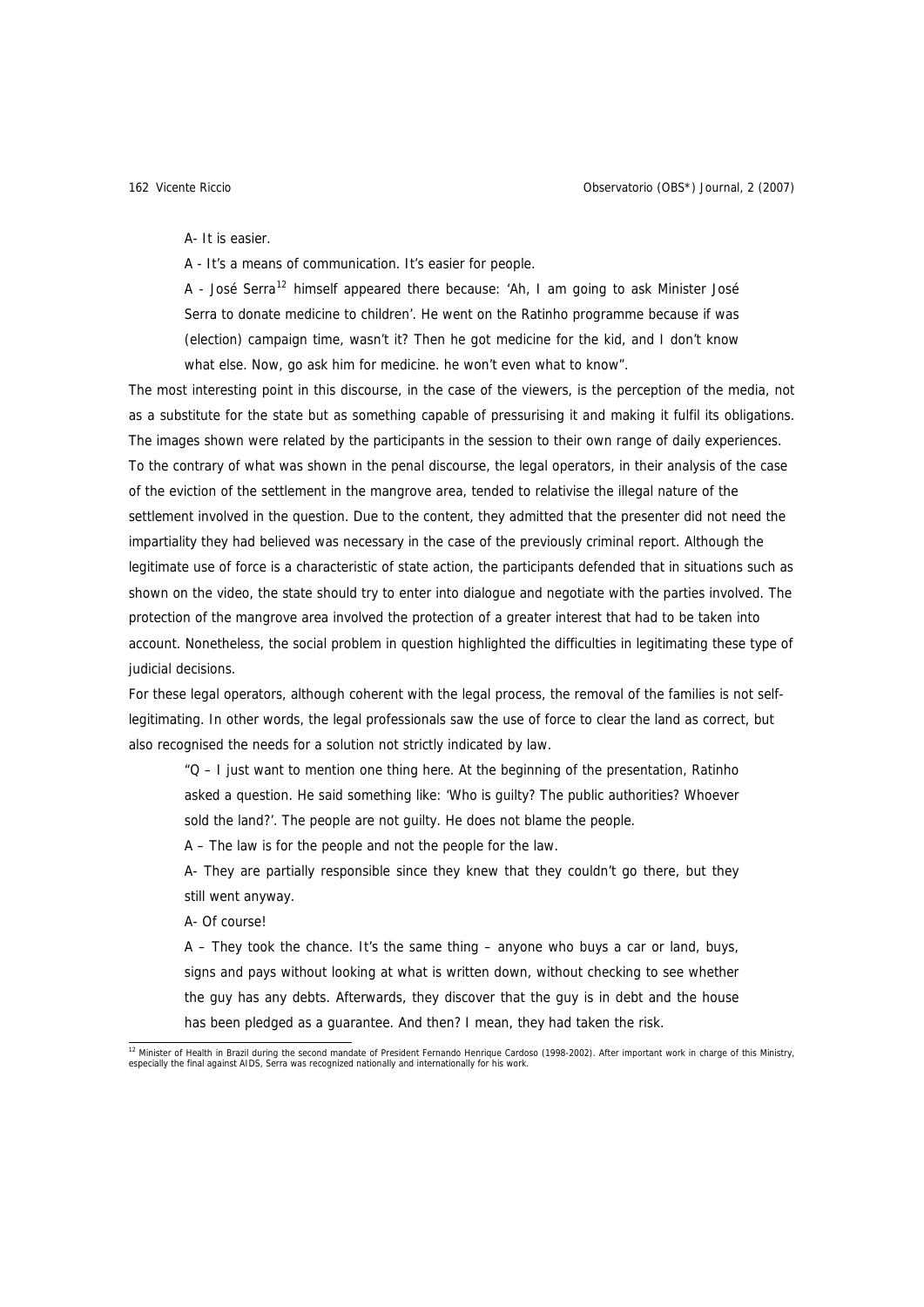A- It is easier.

A - It's a means of communication. It's easier for people.

A - José Serra[12] himself appeared there because: 'Ah, I am going to ask Minister José Serra to donate medicine to children'. He went on the Ratinho programme because if was (election) campaign time, wasn't it? Then he got medicine for the kid, and I don't know what else. Now, go ask him for medicine. he won't even what to know".

The most interesting point in this discourse, in the case of the viewers, is the perception of the media, not as a substitute for the state but as something capable of pressurising it and making it fulfil its obligations. The images shown were related by the participants in the session to their own range of daily experiences. To the contrary of what was shown in the penal discourse, the legal operators, in their analysis of the case of the eviction of the settlement in the mangrove area, tended to relativise the illegal nature of the settlement involved in the question. Due to the content, they admitted that the presenter did not need the impartiality they had believed was necessary in the case of the previously criminal report. Although the legitimate use of force is a characteristic of state action, the participants defended that in situations such as shown on the video, the state should try to enter into dialogue and negotiate with the parties involved. The protection of the mangrove area involved the protection of a greater interest that had to be taken into account. Nonetheless, the social problem in question highlighted the difficulties in legitimating these type of judicial decisions.

For these legal operators, although coherent with the legal process, the removal of the families is not self-legitimating. In other words, the legal professionals saw the use of force to clear the land as correct, but also recognised the needs for a solution not strictly indicated by law.

"Q – I just want to mention one thing here. At the beginning of the presentation, Ratinho asked a question. He said something like: 'Who is guilty? The public authorities? Whoever sold the land?'. The people are not guilty. He does not blame the people.

A – The law is for the people and not the people for the law.

A- They are partially responsible since they knew that they couldn't go there, but they still went anyway.

A- Of course!

A – They took the chance. It's the same thing – anyone who buys a car or land, buys, signs and pays without looking at what is written down, without checking to see whether the guy has any debts. Afterwards, they discover that the guy is in debt and the house has been pledged as a guarantee. And then? I mean, they had taken the risk.

[12] Minister of Health in Brazil during the second mandate of President Fernando Henrique Cardoso (1998-2002). After important work in charge of this Ministry, especially the final against AIDS, Serra was recognized nationally and internationally for his work.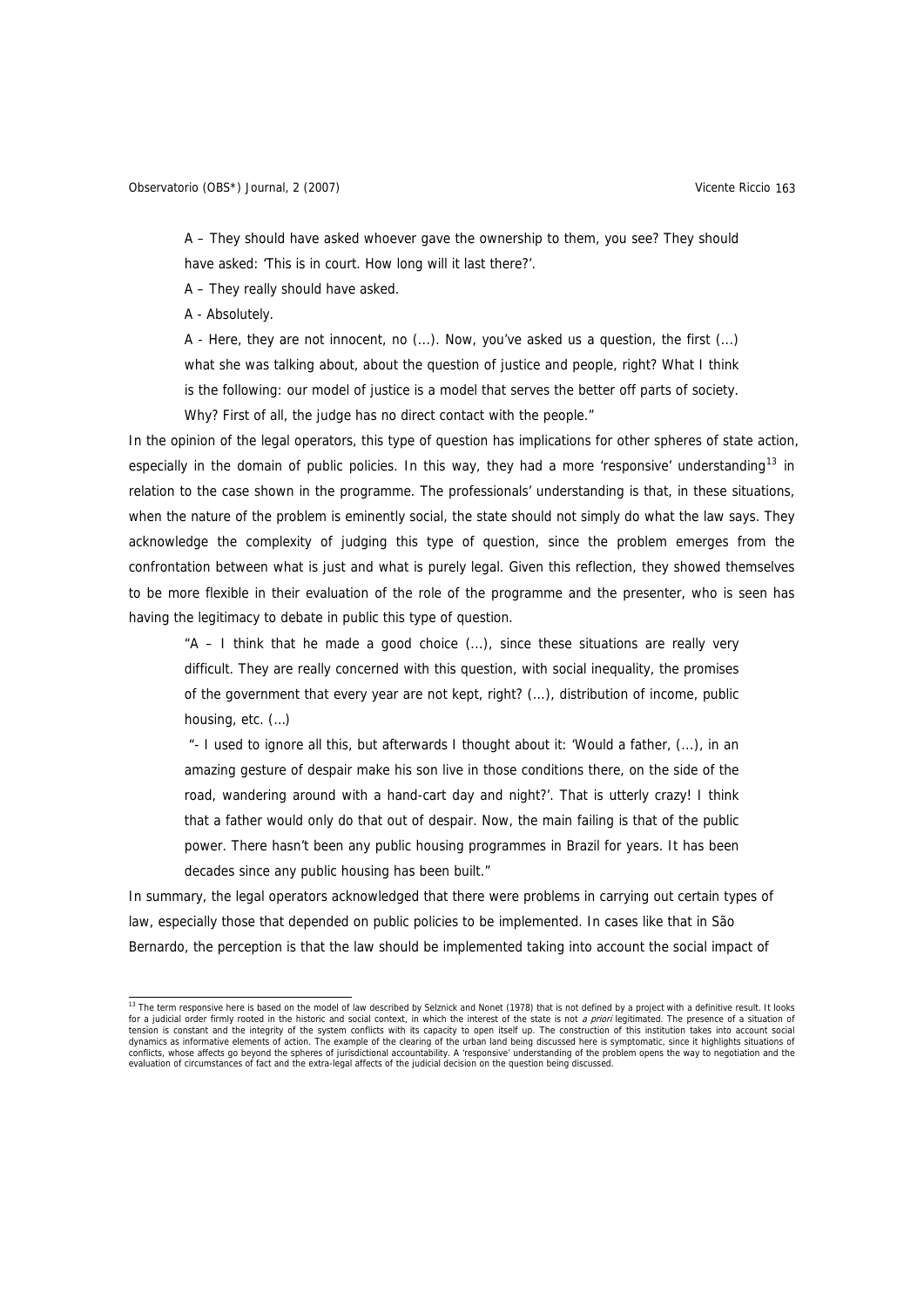> A – They should have asked whoever gave the ownership to them, you see? They should have asked: 'This is in court. How long will it last there?'.
>
> A – They really should have asked.
>
> A - Absolutely.
>
> A - Here, they are not innocent, no (...). Now, you've asked us a question, the first (...) what she was talking about, about the question of justice and people, right? What I think is the following: our model of justice is a model that serves the better off parts of society. Why? First of all, the judge has no direct contact with the people."

In the opinion of the legal operators, this type of question has implications for other spheres of state action, especially in the domain of public policies. In this way, they had a more 'responsive' understanding[13] in relation to the case shown in the programme. The professionals' understanding is that, in these situations, when the nature of the problem is eminently social, the state should not simply do what the law says. They acknowledge the complexity of judging this type of question, since the problem emerges from the confrontation between what is just and what is purely legal. Given this reflection, they showed themselves to be more flexible in their evaluation of the role of the programme and the presenter, who is seen has having the legitimacy to debate in public this type of question.

> "A – I think that he made a good choice (...), since these situations are really very difficult. They are really concerned with this question, with social inequality, the promises of the government that every year are not kept, right? (...), distribution of income, public housing, etc. (...)
>
> "- I used to ignore all this, but afterwards I thought about it: 'Would a father, (...), in an amazing gesture of despair make his son live in those conditions there, on the side of the road, wandering around with a hand-cart day and night?'. That is utterly crazy! I think that a father would only do that out of despair. Now, the main failing is that of the public power. There hasn't been any public housing programmes in Brazil for years. It has been decades since any public housing has been built."

In summary, the legal operators acknowledged that there were problems in carrying out certain types of law, especially those that depended on public policies to be implemented. In cases like that in São Bernardo, the perception is that the law should be implemented taking into account the social impact of

[13] The term responsive here is based on the model of law described by Selznick and Nonet (1978) that is not defined by a project with a definitive result. It looks for a judicial order firmly rooted in the historic and social context, in which the interest of the state is not *a priori* legitimated. The presence of a situation of tension is constant and the integrity of the system conflicts with its capacity to open itself up. The construction of this institution takes into account social dynamics as informative elements of action. The example of the clearing of the urban land being discussed here is symptomatic, since it highlights situations of conflicts, whose affects go beyond the spheres of jurisdictional accountability. A 'responsive' understanding of the problem opens the way to negotiation and the evaluation of circumstances of fact and the extra-legal affects of the judicial decision on the question being discussed.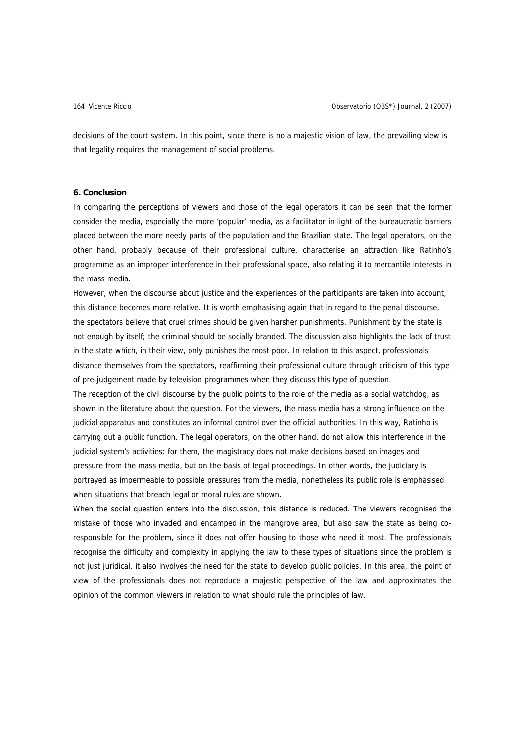decisions of the court system. In this point, since there is no a majestic vision of law, the prevailing view is that legality requires the management of social problems.

## 6. Conclusion

In comparing the perceptions of viewers and those of the legal operators it can be seen that the former consider the media, especially the more 'popular' media, as a facilitator in light of the bureaucratic barriers placed between the more needy parts of the population and the Brazilian state. The legal operators, on the other hand, probably because of their professional culture, characterise an attraction like Ratinho's programme as an improper interference in their professional space, also relating it to mercantile interests in the mass media.

However, when the discourse about justice and the experiences of the participants are taken into account, this distance becomes more relative. It is worth emphasising again that in regard to the penal discourse, the spectators believe that cruel crimes should be given harsher punishments. Punishment by the state is not enough by itself; the criminal should be socially branded. The discussion also highlights the lack of trust in the state which, in their view, only punishes the most poor. In relation to this aspect, professionals distance themselves from the spectators, reaffirming their professional culture through criticism of this type of pre-judgement made by television programmes when they discuss this type of question.

The reception of the civil discourse by the public points to the role of the media as a social watchdog, as shown in the literature about the question. For the viewers, the mass media has a strong influence on the judicial apparatus and constitutes an informal control over the official authorities. In this way, Ratinho is carrying out a public function. The legal operators, on the other hand, do not allow this interference in the judicial system's activities: for them, the magistracy does not make decisions based on images and pressure from the mass media, but on the basis of legal proceedings. In other words, the judiciary is portrayed as impermeable to possible pressures from the media, nonetheless its public role is emphasised when situations that breach legal or moral rules are shown.

When the social question enters into the discussion, this distance is reduced. The viewers recognised the mistake of those who invaded and encamped in the mangrove area, but also saw the state as being co-responsible for the problem, since it does not offer housing to those who need it most. The professionals recognise the difficulty and complexity in applying the law to these types of situations since the problem is not just juridical, it also involves the need for the state to develop public policies. In this area, the point of view of the professionals does not reproduce a majestic perspective of the law and approximates the opinion of the common viewers in relation to what should rule the principles of law.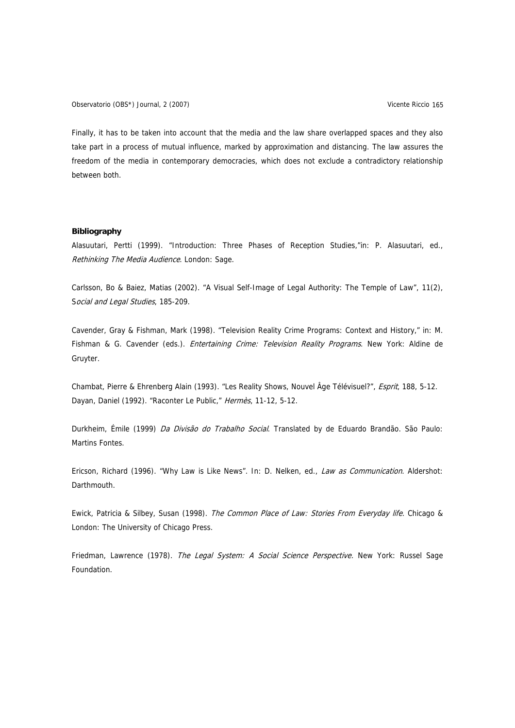Finally, it has to be taken into account that the media and the law share overlapped spaces and they also take part in a process of mutual influence, marked by approximation and distancing. The law assures the freedom of the media in contemporary democracies, which does not exclude a contradictory relationship between both.

**Bibliography**

Alasuutari, Pertti (1999). "Introduction: Three Phases of Reception Studies,"in: P. Alasuutari, ed., *Rethinking The Media Audience*. London: Sage.

Carlsson, Bo & Baiez, Matias (2002). "A Visual Self-Image of Legal Authority: The Temple of Law", 11(2), S*ocial and Legal Studies*, 185-209.

Cavender, Gray & Fishman, Mark (1998). "Television Reality Crime Programs: Context and History," in: M. Fishman & G. Cavender (eds.). *Entertaining Crime: Television Reality Programs*. New York: Aldine de Gruyter.

Chambat, Pierre & Ehrenberg Alain (1993). "Les Reality Shows, Nouvel Âge Télévisuel?", *Esprit*, 188, 5-12.
Dayan, Daniel (1992). "Raconter Le Public," *Hermès*, 11-12, 5-12.

Durkheim, Émile (1999) *Da Divisão do Trabalho Social*. Translated by de Eduardo Brandão. São Paulo: Martins Fontes.

Ericson, Richard (1996). "Why Law is Like News". In: D. Nelken, ed., *Law as Communication*. Aldershot: Darthmouth.

Ewick, Patricia & Silbey, Susan (1998). *The Common Place of Law: Stories From Everyday life*. Chicago & London: The University of Chicago Press.

Friedman, Lawrence (1978). *The Legal System: A Social Science Perspective.* New York: Russel Sage Foundation.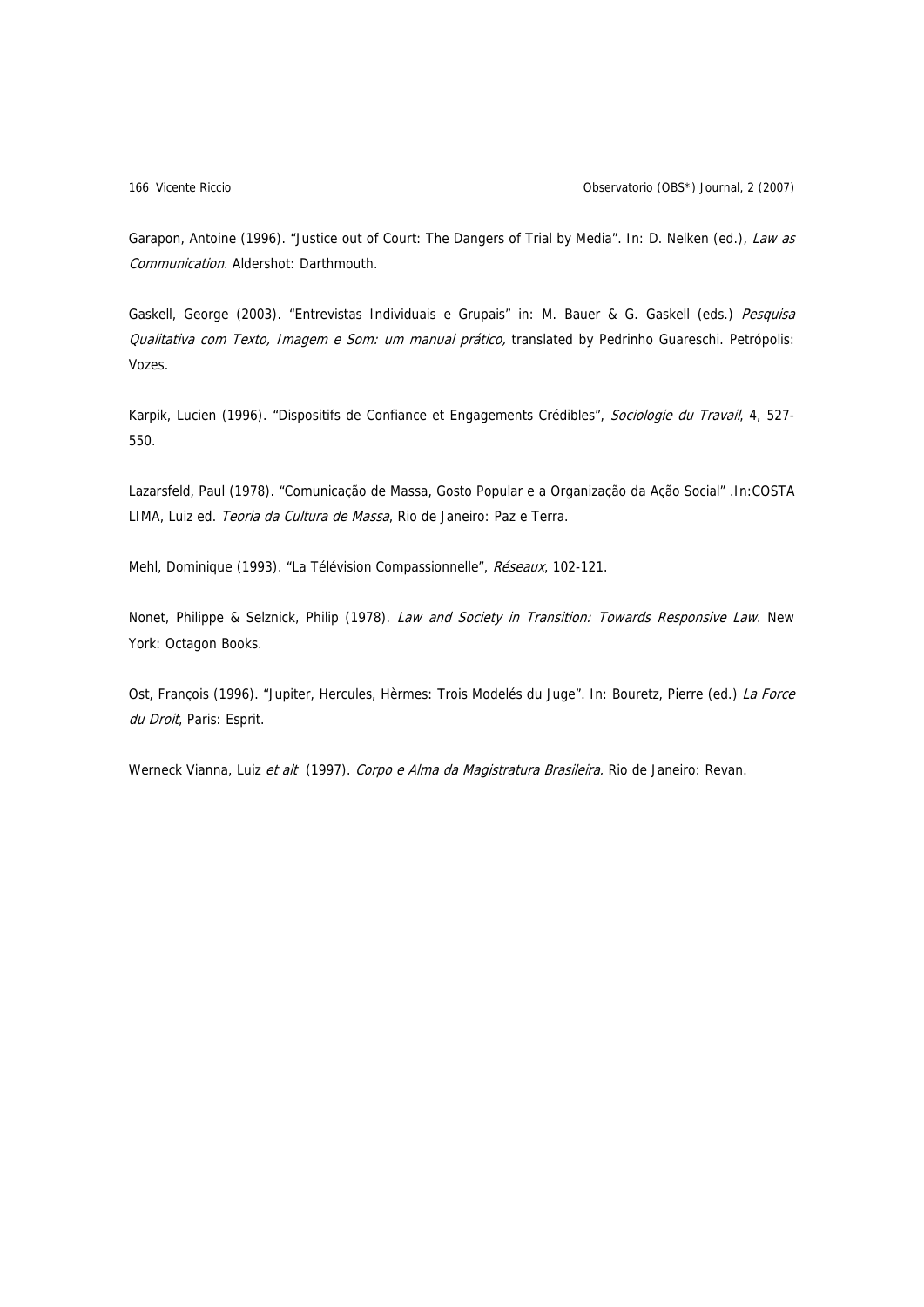Garapon, Antoine (1996). "Justice out of Court: The Dangers of Trial by Media". In: D. Nelken (ed.), *Law as Communication*. Aldershot: Darthmouth.

Gaskell, George (2003). "Entrevistas Individuais e Grupais" in: M. Bauer & G. Gaskell (eds.) *Pesquisa Qualitativa com Texto, Imagem e Som: um manual prático,* translated by Pedrinho Guareschi. Petrópolis: Vozes.

Karpik, Lucien (1996). "Dispositifs de Confiance et Engagements Crédibles", *Sociologie du Travail*, 4, 527-550.

Lazarsfeld, Paul (1978). "Comunicação de Massa, Gosto Popular e a Organização da Ação Social" .In:COSTA LIMA, Luiz ed. *Teoria da Cultura de Massa*, Rio de Janeiro: Paz e Terra.

Mehl, Dominique (1993). "La Télévision Compassionnelle", *Réseaux*, 102-121.

Nonet, Philippe & Selznick, Philip (1978). *Law and Society in Transition: Towards Responsive Law*. New York: Octagon Books.

Ost, François (1996). "Jupiter, Hercules, Hèrmes: Trois Modelés du Juge". In: Bouretz, Pierre (ed.) *La Force du Droit*, Paris: Esprit.

Werneck Vianna, Luiz *et alt* (1997). *Corpo e Alma da Magistratura Brasileira.* Rio de Janeiro: Revan.